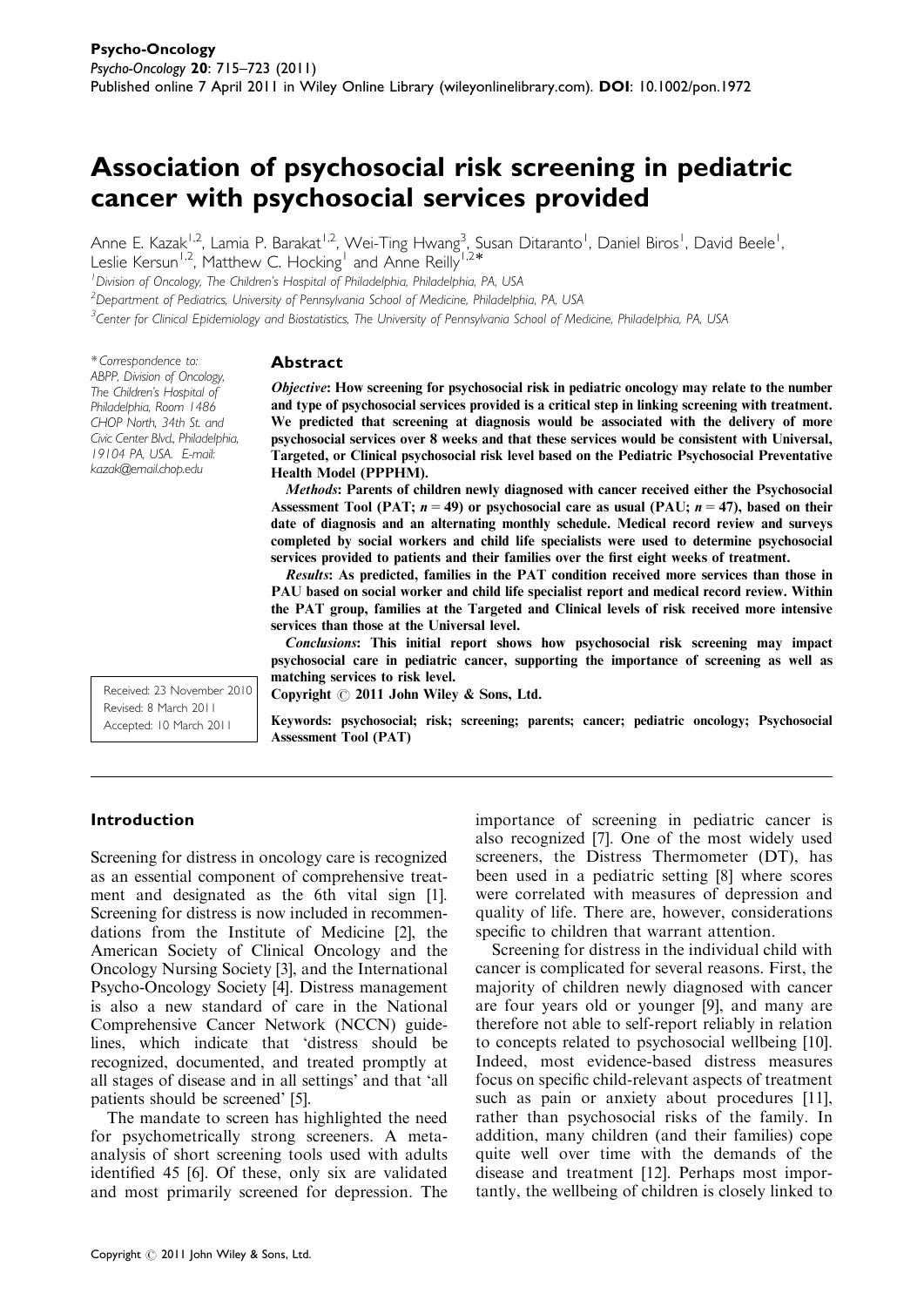Psycho-Oncology

Published online 7 April 2011 in Wiley Online Library (wileyonlinelibrary.com). **DOI**: 10.1002/pon.1972

# Association of psychosocial risk screening in pediatric cancer with psychosocial services provided

Anne E. Kazak[1,2], Lamia P. Barakat[1,2], Wei-Ting Hwang[3], Susan Ditaranto[1], Daniel Biros[1], David Beele[1], Leslie Kersun[1,2], Matthew C. Hocking[1] and Anne Reilly[1,2]*

[1] Division of Oncology, The Children's Hospital of Philadelphia, Philadelphia, PA, USA

[2] Department of Pediatrics, University of Pennsylvania School of Medicine, Philadelphia, PA, USA

[3] Center for Clinical Epidemiology and Biostatistics, The University of Pennsylvania School of Medicine, Philadelphia, PA, USA

*Correspondence to: ABPP, Division of Oncology, The Children's Hospital of Philadelphia, Room 1486 CHOP North, 34th St. and Civic Center Blvd., Philadelphia, 19104 PA, USA. E-mail: kazak@email.chop.edu

Received: 23 November 2010
Revised: 8 March 2011
Accepted: 10 March 2011

## Abstract

***Objective***: **How screening for psychosocial risk in pediatric oncology may relate to the number and type of psychosocial services provided is a critical step in linking screening with treatment. We predicted that screening at diagnosis would be associated with the delivery of more psychosocial services over 8 weeks and that these services would be consistent with Universal, Targeted, or Clinical psychosocial risk level based on the Pediatric Psychosocial Preventative Health Model (PPPHM).**

***Methods***: **Parents of children newly diagnosed with cancer received either the Psychosocial Assessment Tool (PAT; $n = 49$) or psychosocial care as usual (PAU; $n = 47$), based on their date of diagnosis and an alternating monthly schedule. Medical record review and surveys completed by social workers and child life specialists were used to determine psychosocial services provided to patients and their families over the first eight weeks of treatment.**

***Results***: **As predicted, families in the PAT condition received more services than those in PAU based on social worker and child life specialist report and medical record review. Within the PAT group, families at the Targeted and Clinical levels of risk received more intensive services than those at the Universal level.**

***Conclusions***: **This initial report shows how psychosocial risk screening may impact psychosocial care in pediatric cancer, supporting the importance of screening as well as matching services to risk level.**

**Copyright © 2011 John Wiley & Sons, Ltd.**

**Keywords: psychosocial; risk; screening; parents; cancer; pediatric oncology; Psychosocial Assessment Tool (PAT)**

## Introduction

Screening for distress in oncology care is recognized as an essential component of comprehensive treatment and designated as the 6th vital sign [1]. Screening for distress is now included in recommendations from the Institute of Medicine [2], the American Society of Clinical Oncology and the Oncology Nursing Society [3], and the International Psycho-Oncology Society [4]. Distress management is also a new standard of care in the National Comprehensive Cancer Network (NCCN) guidelines, which indicate that 'distress should be recognized, documented, and treated promptly at all stages of disease and in all settings' and that 'all patients should be screened' [5].

The mandate to screen has highlighted the need for psychometrically strong screeners. A meta-analysis of short screening tools used with adults identified 45 [6]. Of these, only six are validated and most primarily screened for depression. The importance of screening in pediatric cancer is also recognized [7]. One of the most widely used screeners, the Distress Thermometer (DT), has been used in a pediatric setting [8] where scores were correlated with measures of depression and quality of life. There are, however, considerations specific to children that warrant attention.

Screening for distress in the individual child with cancer is complicated for several reasons. First, the majority of children newly diagnosed with cancer are four years old or younger [9], and many are therefore not able to self-report reliably in relation to concepts related to psychosocial wellbeing [10]. Indeed, most evidence-based distress measures focus on specific child-relevant aspects of treatment such as pain or anxiety about procedures [11], rather than psychosocial risks of the family. In addition, many children (and their families) cope quite well over time with the demands of the disease and treatment [12]. Perhaps most importantly, the wellbeing of children is closely linked to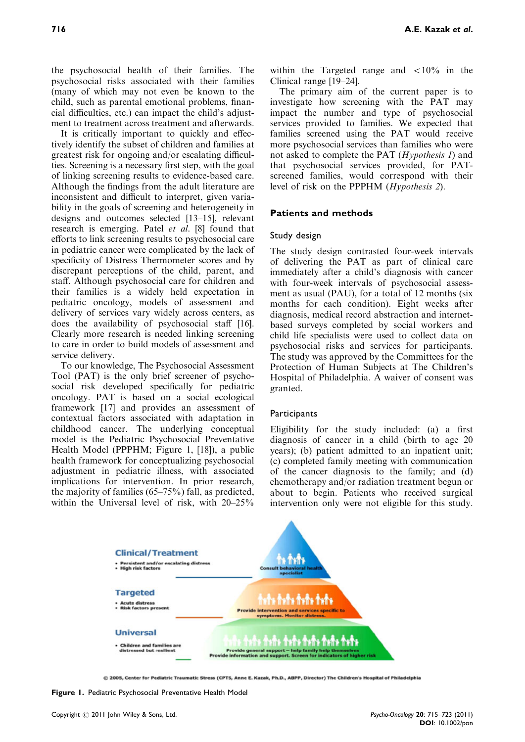the psychosocial health of their families. The psychosocial risks associated with their families (many of which may not even be known to the child, such as parental emotional problems, financial difficulties, etc.) can impact the child's adjustment to treatment across treatment and afterwards.

It is critically important to quickly and effectively identify the subset of children and families at greatest risk for ongoing and/or escalating difficulties. Screening is a necessary first step, with the goal of linking screening results to evidence-based care. Although the findings from the adult literature are inconsistent and difficult to interpret, given variability in the goals of screening and heterogeneity in designs and outcomes selected [13–15], relevant research is emerging. Patel *et al.* [8] found that efforts to link screening results to psychosocial care in pediatric cancer were complicated by the lack of specificity of Distress Thermometer scores and by discrepant perceptions of the child, parent, and staff. Although psychosocial care for children and their families is a widely held expectation in pediatric oncology, models of assessment and delivery of services vary widely across centers, as does the availability of psychosocial staff [16]. Clearly more research is needed linking screening to care in order to build models of assessment and service delivery.

To our knowledge, The Psychosocial Assessment Tool (PAT) is the only brief screener of psychosocial risk developed specifically for pediatric oncology. PAT is based on a social ecological framework [17] and provides an assessment of contextual factors associated with adaptation in childhood cancer. The underlying conceptual model is the Pediatric Psychosocial Preventative Health Model (PPPHM; Figure 1, [18]), a public health framework for conceptualizing psychosocial adjustment in pediatric illness, with associated implications for intervention. In prior research, the majority of families (65–75%) fall, as predicted, within the Universal level of risk, with 20–25% within the Targeted range and $<10\%$ in the Clinical range [19–24].

The primary aim of the current paper is to investigate how screening with the PAT may impact the number and type of psychosocial services provided to families. We expected that families screened using the PAT would receive more psychosocial services than families who were not asked to complete the PAT (*Hypothesis 1*) and that psychosocial services provided, for PAT-screened families, would correspond with their level of risk on the PPPHM (*Hypothesis 2*).

## Patients and methods

### Study design

The study design contrasted four-week intervals of delivering the PAT as part of clinical care immediately after a child's diagnosis with cancer with four-week intervals of psychosocial assessment as usual (PAU), for a total of 12 months (six months for each condition). Eight weeks after diagnosis, medical record abstraction and internet-based surveys completed by social workers and child life specialists were used to collect data on psychosocial risks and services for participants. The study was approved by the Committees for the Protection of Human Subjects at The Children's Hospital of Philadelphia. A waiver of consent was granted.

### Participants

Eligibility for the study included: (a) a first diagnosis of cancer in a child (birth to age 20 years); (b) patient admitted to an inpatient unit; (c) completed family meeting with communication of the cancer diagnosis to the family; and (d) chemotherapy and/or radiation treatment begun or about to begin. Patients who received surgical intervention only were not eligible for this study.

**Clinical/Treatment**
- Persistent and/or escalating distress
- High risk factors

Consult behavioral health specialist

**Targeted**
- Acute distress
- Risk factors present

Provide intervention and services specific to symptoms. Monitor distress.

**Universal**
- Children and families are distressed but resilient

Provide general support – help family help themselves
Provide information and support. Screen for indicators of higher risk

© 2005, Center for Pediatric Traumatic Stress (CPTS, Anne E. Kazak, Ph.D., ABPP, Director) The Children's Hospital of Philadelphia

**Figure 1.** Pediatric Psychosocial Preventative Health Model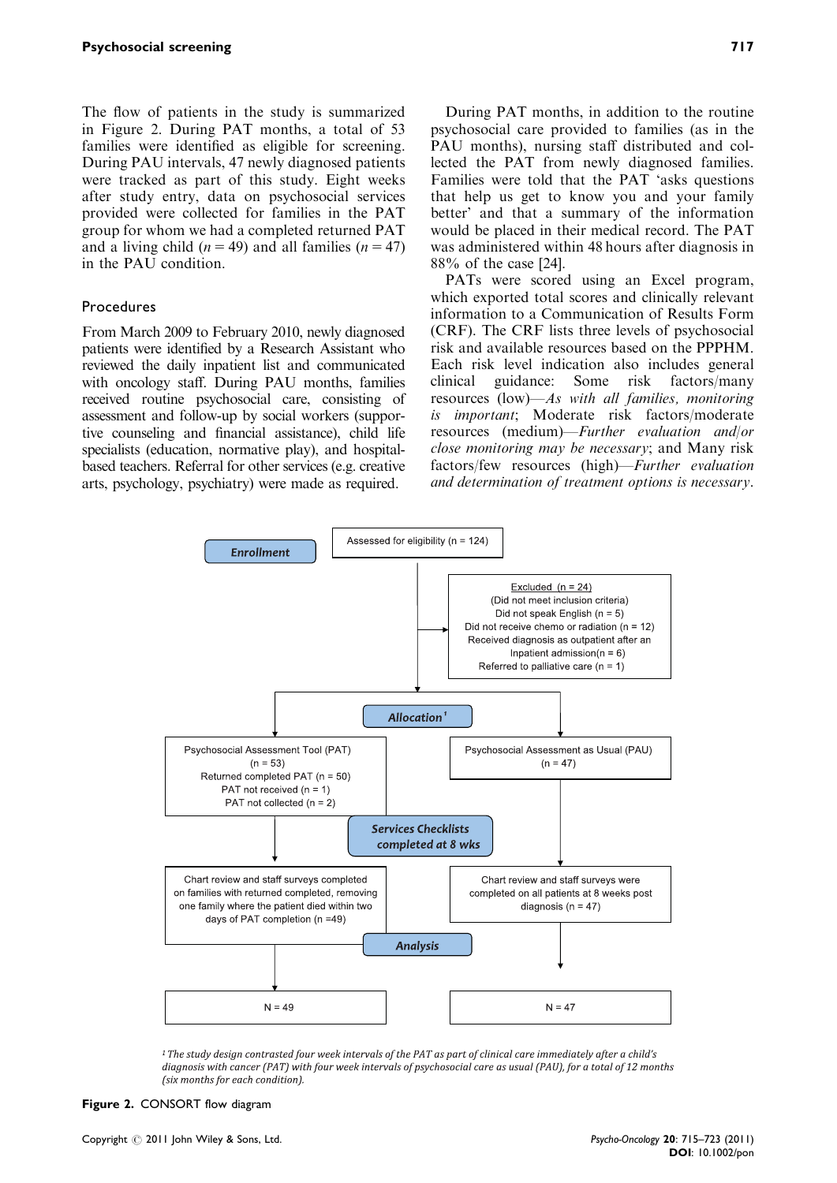The flow of patients in the study is summarized in Figure 2. During PAT months, a total of 53 families were identified as eligible for screening. During PAU intervals, 47 newly diagnosed patients were tracked as part of this study. Eight weeks after study entry, data on psychosocial services provided were collected for families in the PAT group for whom we had a completed returned PAT and a living child ($n = 49$) and all families ($n = 47$) in the PAU condition.

### Procedures

From March 2009 to February 2010, newly diagnosed patients were identified by a Research Assistant who reviewed the daily inpatient list and communicated with oncology staff. During PAU months, families received routine psychosocial care, consisting of assessment and follow-up by social workers (supportive counseling and financial assistance), child life specialists (education, normative play), and hospital-based teachers. Referral for other services (e.g. creative arts, psychology, psychiatry) were made as required.

During PAT months, in addition to the routine psychosocial care provided to families (as in the PAU months), nursing staff distributed and collected the PAT from newly diagnosed families. Families were told that the PAT 'asks questions that help us get to know you and your family better' and that a summary of the information would be placed in their medical record. The PAT was administered within 48 hours after diagnosis in 88% of the case [24].

PATs were scored using an Excel program, which exported total scores and clinically relevant information to a Communication of Results Form (CRF). The CRF lists three levels of psychosocial risk and available resources based on the PPPHM. Each risk level indication also includes general clinical guidance: Some risk factors/many resources (low)—*As with all families, monitoring is important*; Moderate risk factors/moderate resources (medium)—*Further evaluation and/or close monitoring may be necessary*; and Many risk factors/few resources (high)—*Further evaluation and determination of treatment options is necessary*.

**Enrollment**

Assessed for eligibility (n = 124)

Excluded (n = 24)
(Did not meet inclusion criteria)
Did not speak English (n = 5)
Did not receive chemo or radiation (n = 12)
Received diagnosis as outpatient after an Inpatient admission(n = 6)
Referred to palliative care (n = 1)

**Allocation**[1]

| Psychosocial Assessment Tool (PAT) | Psychosocial Assessment as Usual (PAU) |
|---|---|
| (n = 53)<br>Returned completed PAT (n = 50)<br>PAT not received (n = 1)<br>PAT not collected (n = 2) | (n = 47) |

**Services Checklists completed at 8 wks**

| | |
|---|---|
| Chart review and staff surveys completed on families with returned completed, removing one family where the patient died within two days of PAT completion (n =49) | Chart review and staff surveys were completed on all patients at 8 weeks post diagnosis (n = 47) |

**Analysis**

| | |
|---|---|
| N = 49 | N = 47 |

[1] *The study design contrasted four week intervals of the PAT as part of clinical care immediately after a child's diagnosis with cancer (PAT) with four week intervals of psychosocial care as usual (PAU), for a total of 12 months (six months for each condition).*

**Figure 2.** CONSORT flow diagram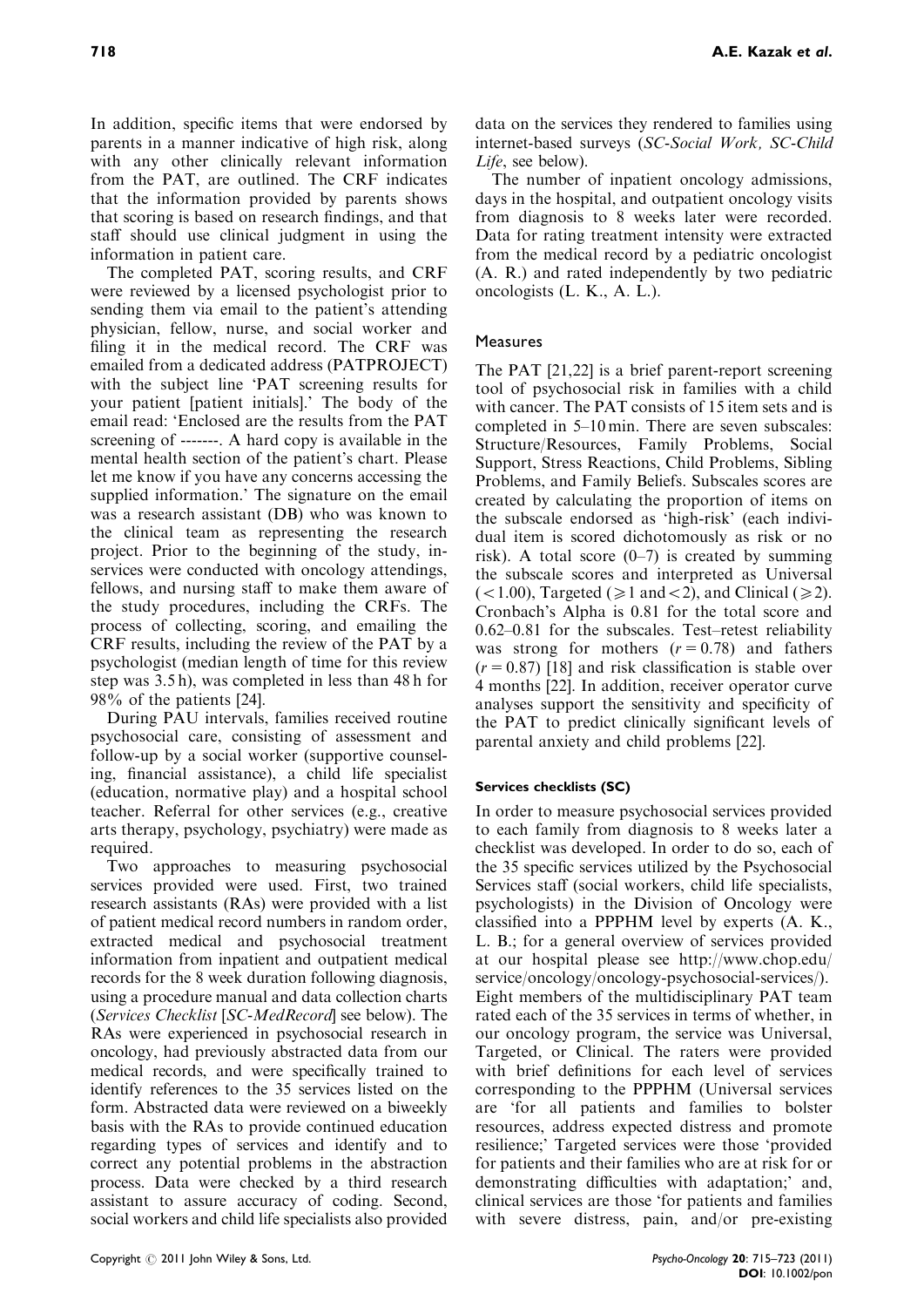In addition, specific items that were endorsed by parents in a manner indicative of high risk, along with any other clinically relevant information from the PAT, are outlined. The CRF indicates that the information provided by parents shows that scoring is based on research findings, and that staff should use clinical judgment in using the information in patient care.

The completed PAT, scoring results, and CRF were reviewed by a licensed psychologist prior to sending them via email to the patient's attending physician, fellow, nurse, and social worker and filing it in the medical record. The CRF was emailed from a dedicated address (PATPROJECT) with the subject line 'PAT screening results for your patient [patient initials].' The body of the email read: 'Enclosed are the results from the PAT screening of -------. A hard copy is available in the mental health section of the patient's chart. Please let me know if you have any concerns accessing the supplied information.' The signature on the email was a research assistant (DB) who was known to the clinical team as representing the research project. Prior to the beginning of the study, in-services were conducted with oncology attendings, fellows, and nursing staff to make them aware of the study procedures, including the CRFs. The process of collecting, scoring, and emailing the CRF results, including the review of the PAT by a psychologist (median length of time for this review step was 3.5 h), was completed in less than 48 h for 98% of the patients [24].

During PAU intervals, families received routine psychosocial care, consisting of assessment and follow-up by a social worker (supportive counseling, financial assistance), a child life specialist (education, normative play) and a hospital school teacher. Referral for other services (e.g., creative arts therapy, psychology, psychiatry) were made as required.

Two approaches to measuring psychosocial services provided were used. First, two trained research assistants (RAs) were provided with a list of patient medical record numbers in random order, extracted medical and psychosocial treatment information from inpatient and outpatient medical records for the 8 week duration following diagnosis, using a procedure manual and data collection charts (*Services Checklist* [*SC-MedRecord*] see below). The RAs were experienced in psychosocial research in oncology, had previously abstracted data from our medical records, and were specifically trained to identify references to the 35 services listed on the form. Abstracted data were reviewed on a biweekly basis with the RAs to provide continued education regarding types of services and identify and to correct any potential problems in the abstraction process. Data were checked by a third research assistant to assure accuracy of coding. Second, social workers and child life specialists also provided data on the services they rendered to families using internet-based surveys (*SC-Social Work, SC-Child Life*, see below).

The number of inpatient oncology admissions, days in the hospital, and outpatient oncology visits from diagnosis to 8 weeks later were recorded. Data for rating treatment intensity were extracted from the medical record by a pediatric oncologist (A. R.) and rated independently by two pediatric oncologists (L. K., A. L.).

## Measures

The PAT [21,22] is a brief parent-report screening tool of psychosocial risk in families with a child with cancer. The PAT consists of 15 item sets and is completed in 5–10 min. There are seven subscales: Structure/Resources, Family Problems, Social Support, Stress Reactions, Child Problems, Sibling Problems, and Family Beliefs. Subscales scores are created by calculating the proportion of items on the subscale endorsed as 'high-risk' (each individual item is scored dichotomously as risk or no risk). A total score (0–7) is created by summing the subscale scores and interpreted as Universal ($<1.00$), Targeted ($\geq 1$ and $<2$), and Clinical ($\geq 2$). Cronbach's Alpha is 0.81 for the total score and 0.62–0.81 for the subscales. Test–retest reliability was strong for mothers ($r = 0.78$) and fathers ($r = 0.87$) [18] and risk classification is stable over 4 months [22]. In addition, receiver operator curve analyses support the sensitivity and specificity of the PAT to predict clinically significant levels of parental anxiety and child problems [22].

### Services checklists (SC)

In order to measure psychosocial services provided to each family from diagnosis to 8 weeks later a checklist was developed. In order to do so, each of the 35 specific services utilized by the Psychosocial Services staff (social workers, child life specialists, psychologists) in the Division of Oncology were classified into a PPPHM level by experts (A. K., L. B.; for a general overview of services provided at our hospital please see http://www.chop.edu/service/oncology/oncology-psychosocial-services/). Eight members of the multidisciplinary PAT team rated each of the 35 services in terms of whether, in our oncology program, the service was Universal, Targeted, or Clinical. The raters were provided with brief definitions for each level of services corresponding to the PPPHM (Universal services are 'for all patients and families to bolster resources, address expected distress and promote resilience;' Targeted services were those 'provided for patients and their families who are at risk for or demonstrating difficulties with adaptation;' and, clinical services are those 'for patients and families with severe distress, pain, and/or pre-existing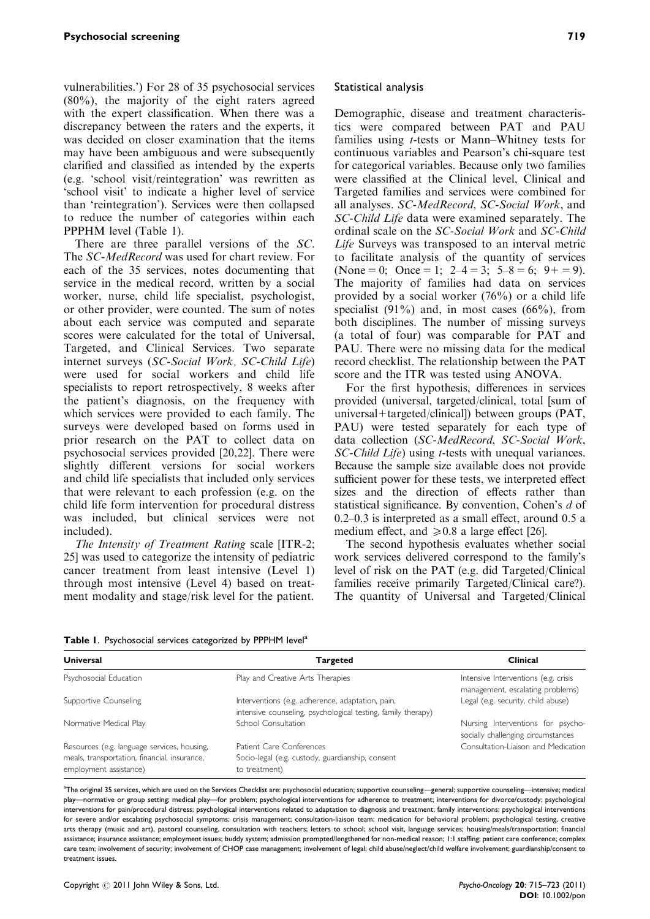vulnerabilities.') For 28 of 35 psychosocial services (80%), the majority of the eight raters agreed with the expert classification. When there was a discrepancy between the raters and the experts, it was decided on closer examination that the items may have been ambiguous and were subsequently clarified and classified as intended by the experts (e.g. 'school visit/reintegration' was rewritten as 'school visit' to indicate a higher level of service than 'reintegration'). Services were then collapsed to reduce the number of categories within each PPPHM level (Table 1).

There are three parallel versions of the *SC*. The *SC-MedRecord* was used for chart review. For each of the 35 services, notes documenting that service in the medical record, written by a social worker, nurse, child life specialist, psychologist, or other provider, were counted. The sum of notes about each service was computed and separate scores were calculated for the total of Universal, Targeted, and Clinical Services. Two separate internet surveys (*SC-Social Work, SC-Child Life*) were used for social workers and child life specialists to report retrospectively, 8 weeks after the patient's diagnosis, on the frequency with which services were provided to each family. The surveys were developed based on forms used in prior research on the PAT to collect data on psychosocial services provided [20,22]. There were slightly different versions for social workers and child life specialists that included only services that were relevant to each profession (e.g. on the child life form intervention for procedural distress was included, but clinical services were not included).

*The Intensity of Treatment Rating* scale [ITR-2; 25] was used to categorize the intensity of pediatric cancer treatment from least intensive (Level 1) through most intensive (Level 4) based on treatment modality and stage/risk level for the patient.

### Statistical analysis

Demographic, disease and treatment characteristics were compared between PAT and PAU families using *t*-tests or Mann–Whitney tests for continuous variables and Pearson's chi-square test for categorical variables. Because only two families were classified at the Clinical level, Clinical and Targeted families and services were combined for all analyses. *SC-MedRecord*, *SC-Social Work*, and *SC-Child Life* data were examined separately. The ordinal scale on the *SC-Social Work* and *SC-Child Life* Surveys was transposed to an interval metric to facilitate analysis of the quantity of services (None = 0; Once = 1; 2–4 = 3; 5–8 = 6; 9+ = 9). The majority of families had data on services provided by a social worker (76%) or a child life specialist (91%) and, in most cases (66%), from both disciplines. The number of missing surveys (a total of four) was comparable for PAT and PAU. There were no missing data for the medical record checklist. The relationship between the PAT score and the ITR was tested using ANOVA.

For the first hypothesis, differences in services provided (universal, targeted/clinical, total [sum of universal+targeted/clinical]) between groups (PAT, PAU) were tested separately for each type of data collection (*SC-MedRecord*, *SC-Social Work*, *SC-Child Life*) using *t*-tests with unequal variances. Because the sample size available does not provide sufficient power for these tests, we interpreted effect sizes and the direction of effects rather than statistical significance. By convention, Cohen's *d* of 0.2–0.3 is interpreted as a small effect, around 0.5 a medium effect, and $\geq 0.8$ a large effect [26].

The second hypothesis evaluates whether social work services delivered correspond to the family's level of risk on the PAT (e.g. did Targeted/Clinical families receive primarily Targeted/Clinical care?). The quantity of Universal and Targeted/Clinical

**Table 1**. Psychosocial services categorized by PPPHM level[a]

| Universal | Targeted | Clinical |
|---|---|---|
| Psychosocial Education | Play and Creative Arts Therapies | Intensive Interventions (e.g. crisis management, escalating problems) |
| Supportive Counseling | Interventions (e.g. adherence, adaptation, pain, intensive counseling, psychological testing, family therapy) | Legal (e.g. security, child abuse) |
| Normative Medical Play | School Consultation | Nursing Interventions for psychosocially challenging circumstances |
| Resources (e.g. language services, housing, meals, transportation, financial, insurance, employment assistance) | Patient Care Conferences<br>Socio-legal (e.g. custody, guardianship, consent to treatment) | Consultation-Liaison and Medication |

[a]The original 35 services, which are used on the Services Checklist are: psychosocial education; supportive counseling—general; supportive counseling—intensive; medical play—normative or group setting; medical play—for problem; psychological interventions for adherence to treatment; interventions for divorce/custody; psychological interventions for pain/procedural distress; psychological interventions related to adaptation to diagnosis and treatment; family interventions; psychological interventions for severe and/or escalating psychosocial symptoms; crisis management; consultation-liaison team; medication for behavioral problem; psychological testing, creative arts therapy (music and art), pastoral counseling, consultation with teachers; letters to school; school visit, language services; housing/meals/transportation; financial assistance; insurance assistance; employment issues; buddy system; admission prompted/lengthened for non-medical reason; 1:1 staffing; patient care conference; complex care team; involvement of security; involvement of CHOP case management; involvement of legal; child abuse/neglect/child welfare involvement; guardianship/consent to treatment issues.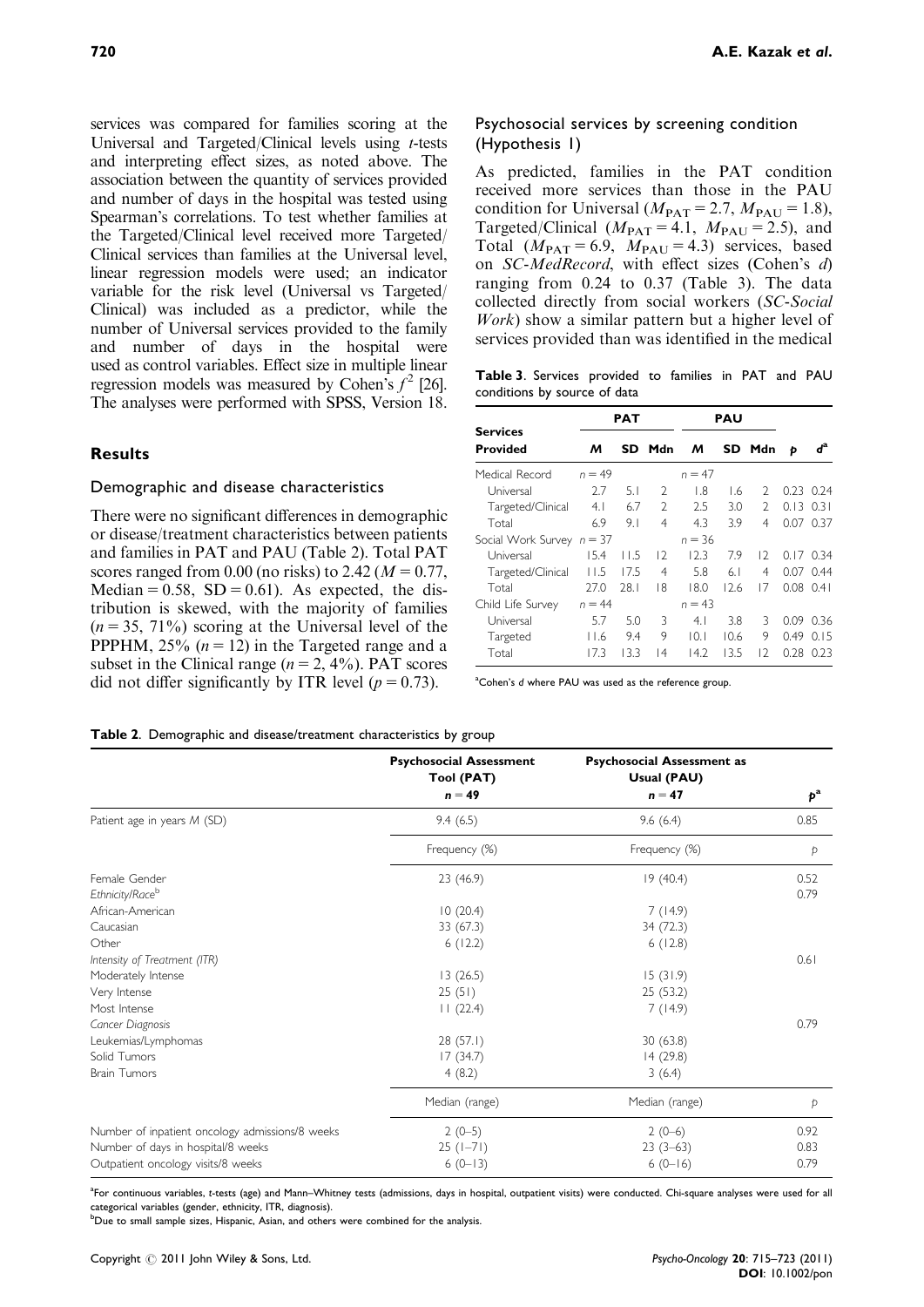services was compared for families scoring at the Universal and Targeted/Clinical levels using *t*-tests and interpreting effect sizes, as noted above. The association between the quantity of services provided and number of days in the hospital was tested using Spearman's correlations. To test whether families at the Targeted/Clinical level received more Targeted/Clinical services than families at the Universal level, linear regression models were used; an indicator variable for the risk level (Universal vs Targeted/Clinical) was included as a predictor, while the number of Universal services provided to the family and number of days in the hospital were used as control variables. Effect size in multiple linear regression models was measured by Cohen's $f^2$ [26]. The analyses were performed with SPSS, Version 18.

## Results

### Demographic and disease characteristics

There were no significant differences in demographic or disease/treatment characteristics between patients and families in PAT and PAU (Table 2). Total PAT scores ranged from 0.00 (no risks) to 2.42 ($M = 0.77$, Median $= 0.58$, SD $= 0.61$). As expected, the distribution is skewed, with the majority of families ($n = 35$, 71%) scoring at the Universal level of the PPPHM, 25% ($n = 12$) in the Targeted range and a subset in the Clinical range ($n = 2$, 4%). PAT scores did not differ significantly by ITR level ($p = 0.73$).

### Psychosocial services by screening condition (Hypothesis 1)

As predicted, families in the PAT condition received more services than those in the PAU condition for Universal ($M_{PAT} = 2.7$, $M_{PAU} = 1.8$), Targeted/Clinical ($M_{PAT} = 4.1$, $M_{PAU} = 2.5$), and Total ($M_{PAT} = 6.9$, $M_{PAU} = 4.3$) services, based on *SC-MedRecord*, with effect sizes (Cohen's *d*) ranging from 0.24 to 0.37 (Table 3). The data collected directly from social workers (*SC-Social Work*) show a similar pattern but a higher level of services provided than was identified in the medical

**Table 3**. Services provided to families in PAT and PAU conditions by source of data

| Services Provided | PAT | | | PAU | | | | |
|---|---|---|---|---|---|---|---|---|
| | M | SD | Mdn | M | SD | Mdn | p | d[a] |
| Medical Record | $n = 49$ | | | $n = 47$ | | | | |
| Universal | 2.7 | 5.1 | 2 | 1.8 | 1.6 | 2 | 0.23 | 0.24 |
| Targeted/Clinical | 4.1 | 6.7 | 2 | 2.5 | 3.0 | 2 | 0.13 | 0.31 |
| Total | 6.9 | 9.1 | 4 | 4.3 | 3.9 | 4 | 0.07 | 0.37 |
| Social Work Survey | $n = 37$ | | | $n = 36$ | | | | |
| Universal | 15.4 | 11.5 | 12 | 12.3 | 7.9 | 12 | 0.17 | 0.34 |
| Targeted/Clinical | 11.5 | 17.5 | 4 | 5.8 | 6.1 | 4 | 0.07 | 0.44 |
| Total | 27.0 | 28.1 | 18 | 18.0 | 12.6 | 17 | 0.08 | 0.41 |
| Child Life Survey | $n = 44$ | | | $n = 43$ | | | | |
| Universal | 5.7 | 5.0 | 3 | 4.1 | 3.8 | 3 | 0.09 | 0.36 |
| Targeted | 11.6 | 9.4 | 9 | 10.1 | 10.6 | 9 | 0.49 | 0.15 |
| Total | 17.3 | 13.3 | 14 | 14.2 | 13.5 | 12 | 0.28 | 0.23 |

[a]Cohen's *d* where PAU was used as the reference group.

**Table 2**. Demographic and disease/treatment characteristics by group

| | Psychosocial Assessment Tool (PAT) $n = 49$ | Psychosocial Assessment as Usual (PAU) $n = 47$ | p[a] |
|---|---|---|---|
| Patient age in years M (SD) | 9.4 (6.5) | 9.6 (6.4) | 0.85 |
| | Frequency (%) | Frequency (%) | p |
| Female Gender | 23 (46.9) | 19 (40.4) | 0.52 |
| *Ethnicity/Race*[b] | | | 0.79 |
| African-American | 10 (20.4) | 7 (14.9) | |
| Caucasian | 33 (67.3) | 34 (72.3) | |
| Other | 6 (12.2) | 6 (12.8) | |
| *Intensity of Treatment (ITR)* | | | 0.61 |
| Moderately Intense | 13 (26.5) | 15 (31.9) | |
| Very Intense | 25 (51) | 25 (53.2) | |
| Most Intense | 11 (22.4) | 7 (14.9) | |
| *Cancer Diagnosis* | | | 0.79 |
| Leukemias/Lymphomas | 28 (57.1) | 30 (63.8) | |
| Solid Tumors | 17 (34.7) | 14 (29.8) | |
| Brain Tumors | 4 (8.2) | 3 (6.4) | |
| | Median (range) | Median (range) | p |
| Number of inpatient oncology admissions/8 weeks | 2 (0–5) | 2 (0–6) | 0.92 |
| Number of days in hospital/8 weeks | 25 (1–71) | 23 (3–63) | 0.83 |
| Outpatient oncology visits/8 weeks | 6 (0–13) | 6 (0–16) | 0.79 |

[a]For continuous variables, *t*-tests (age) and Mann–Whitney tests (admissions, days in hospital, outpatient visits) were conducted. Chi-square analyses were used for all categorical variables (gender, ethnicity, ITR, diagnosis).
[b]Due to small sample sizes, Hispanic, Asian, and others were combined for the analysis.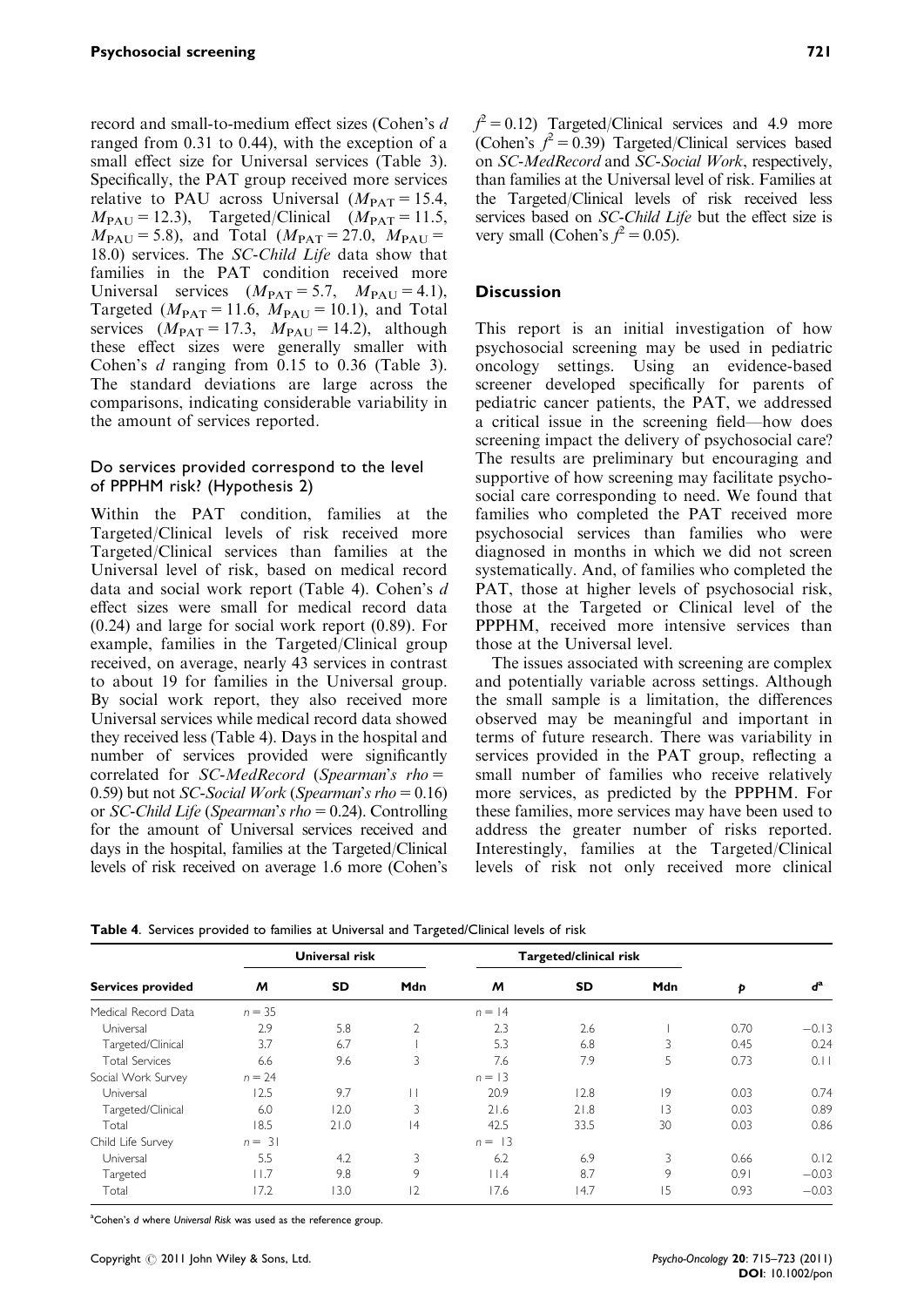record and small-to-medium effect sizes (Cohen's *d* ranged from 0.31 to 0.44), with the exception of a small effect size for Universal services (Table 3). Specifically, the PAT group received more services relative to PAU across Universal ($M_{PAT} = 15.4$, $M_{PAU} = 12.3$), Targeted/Clinical ($M_{PAT} = 11.5$, $M_{PAU} = 5.8$), and Total ($M_{PAT} = 27.0$, $M_{PAU} = 18.0$) services. The *SC-Child Life* data show that families in the PAT condition received more Universal services ($M_{PAT} = 5.7$, $M_{PAU} = 4.1$), Targeted ($M_{PAT} = 11.6$, $M_{PAU} = 10.1$), and Total services ($M_{PAT} = 17.3$, $M_{PAU} = 14.2$), although these effect sizes were generally smaller with Cohen's *d* ranging from 0.15 to 0.36 (Table 3). The standard deviations are large across the comparisons, indicating considerable variability in the amount of services reported.

### Do services provided correspond to the level of PPPHM risk? (Hypothesis 2)

Within the PAT condition, families at the Targeted/Clinical levels of risk received more Targeted/Clinical services than families at the Universal level of risk, based on medical record data and social work report (Table 4). Cohen's *d* effect sizes were small for medical record data (0.24) and large for social work report (0.89). For example, families in the Targeted/Clinical group received, on average, nearly 43 services in contrast to about 19 for families in the Universal group. By social work report, they also received more Universal services while medical record data showed they received less (Table 4). Days in the hospital and number of services provided were significantly correlated for *SC-MedRecord* (*Spearman's rho* = 0.59) but not *SC-Social Work* (*Spearman's rho* = 0.16) or *SC-Child Life* (*Spearman's rho* = 0.24). Controlling for the amount of Universal services received and days in the hospital, families at the Targeted/Clinical levels of risk received on average 1.6 more (Cohen's $f^2 = 0.12$) Targeted/Clinical services and 4.9 more (Cohen's $f^2 = 0.39$) Targeted/Clinical services based on *SC-MedRecord* and *SC-Social Work*, respectively, than families at the Universal level of risk. Families at the Targeted/Clinical levels of risk received less services based on *SC-Child Life* but the effect size is very small (Cohen's $f^2 = 0.05$).

## Discussion

This report is an initial investigation of how psychosocial screening may be used in pediatric oncology settings. Using an evidence-based screener developed specifically for parents of pediatric cancer patients, the PAT, we addressed a critical issue in the screening field—how does screening impact the delivery of psychosocial care? The results are preliminary but encouraging and supportive of how screening may facilitate psychosocial care corresponding to need. We found that families who completed the PAT received more psychosocial services than families who were diagnosed in months in which we did not screen systematically. And, of families who completed the PAT, those at higher levels of psychosocial risk, those at the Targeted or Clinical level of the PPPHM, received more intensive services than those at the Universal level.

The issues associated with screening are complex and potentially variable across settings. Although the small sample is a limitation, the differences observed may be meaningful and important in terms of future research. There was variability in services provided in the PAT group, reflecting a small number of families who receive relatively more services, as predicted by the PPPHM. For these families, more services may have been used to address the greater number of risks reported. Interestingly, families at the Targeted/Clinical levels of risk not only received more clinical

**Table 4.** Services provided to families at Universal and Targeted/Clinical levels of risk

| Services provided | Universal risk | | | Targeted/clinical risk | | | | |
|---|---|---|---|---|---|---|---|---|
| | *M* | SD | Mdn | *M* | SD | Mdn | *p* | $d^a$ |
| Medical Record Data | *n* = 35 | | | *n* = 14 | | | | |
| Universal | 2.9 | 5.8 | 2 | 2.3 | 2.6 | 1 | 0.70 | −0.13 |
| Targeted/Clinical | 3.7 | 6.7 | 1 | 5.3 | 6.8 | 3 | 0.45 | 0.24 |
| Total Services | 6.6 | 9.6 | 3 | 7.6 | 7.9 | 5 | 0.73 | 0.11 |
| Social Work Survey | *n* = 24 | | | *n* = 13 | | | | |
| Universal | 12.5 | 9.7 | 11 | 20.9 | 12.8 | 19 | 0.03 | 0.74 |
| Targeted/Clinical | 6.0 | 12.0 | 3 | 21.6 | 21.8 | 13 | 0.03 | 0.89 |
| Total | 18.5 | 21.0 | 14 | 42.5 | 33.5 | 30 | 0.03 | 0.86 |
| Child Life Survey | *n* = 31 | | | *n* = 13 | | | | |
| Universal | 5.5 | 4.2 | 3 | 6.2 | 6.9 | 3 | 0.66 | 0.12 |
| Targeted | 11.7 | 9.8 | 9 | 11.4 | 8.7 | 9 | 0.91 | −0.03 |
| Total | 17.2 | 13.0 | 12 | 17.6 | 14.7 | 15 | 0.93 | −0.03 |

[a]Cohen's *d* where *Universal Risk* was used as the reference group.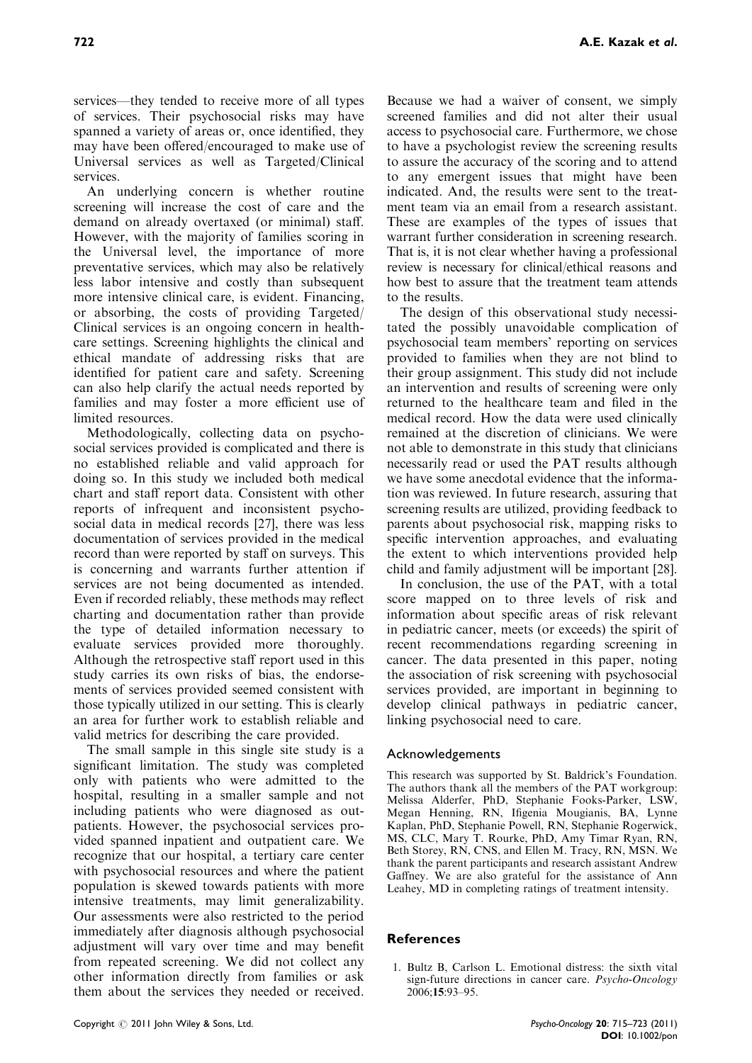services—they tended to receive more of all types of services. Their psychosocial risks may have spanned a variety of areas or, once identified, they may have been offered/encouraged to make use of Universal services as well as Targeted/Clinical services.

An underlying concern is whether routine screening will increase the cost of care and the demand on already overtaxed (or minimal) staff. However, with the majority of families scoring in the Universal level, the importance of more preventative services, which may also be relatively less labor intensive and costly than subsequent more intensive clinical care, is evident. Financing, or absorbing, the costs of providing Targeted/Clinical services is an ongoing concern in healthcare settings. Screening highlights the clinical and ethical mandate of addressing risks that are identified for patient care and safety. Screening can also help clarify the actual needs reported by families and may foster a more efficient use of limited resources.

Methodologically, collecting data on psychosocial services provided is complicated and there is no established reliable and valid approach for doing so. In this study we included both medical chart and staff report data. Consistent with other reports of infrequent and inconsistent psychosocial data in medical records [27], there was less documentation of services provided in the medical record than were reported by staff on surveys. This is concerning and warrants further attention if services are not being documented as intended. Even if recorded reliably, these methods may reflect charting and documentation rather than provide the type of detailed information necessary to evaluate services provided more thoroughly. Although the retrospective staff report used in this study carries its own risks of bias, the endorsements of services provided seemed consistent with those typically utilized in our setting. This is clearly an area for further work to establish reliable and valid metrics for describing the care provided.

The small sample in this single site study is a significant limitation. The study was completed only with patients who were admitted to the hospital, resulting in a smaller sample and not including patients who were diagnosed as outpatients. However, the psychosocial services provided spanned inpatient and outpatient care. We recognize that our hospital, a tertiary care center with psychosocial resources and where the patient population is skewed towards patients with more intensive treatments, may limit generalizability. Our assessments were also restricted to the period immediately after diagnosis although psychosocial adjustment will vary over time and may benefit from repeated screening. We did not collect any other information directly from families or ask them about the services they needed or received. Because we had a waiver of consent, we simply screened families and did not alter their usual access to psychosocial care. Furthermore, we chose to have a psychologist review the screening results to assure the accuracy of the scoring and to attend to any emergent issues that might have been indicated. And, the results were sent to the treatment team via an email from a research assistant. These are examples of the types of issues that warrant further consideration in screening research. That is, it is not clear whether having a professional review is necessary for clinical/ethical reasons and how best to assure that the treatment team attends to the results.

The design of this observational study necessitated the possibly unavoidable complication of psychosocial team members' reporting on services provided to families when they are not blind to their group assignment. This study did not include an intervention and results of screening were only returned to the healthcare team and filed in the medical record. How the data were used clinically remained at the discretion of clinicians. We were not able to demonstrate in this study that clinicians necessarily read or used the PAT results although we have some anecdotal evidence that the information was reviewed. In future research, assuring that screening results are utilized, providing feedback to parents about psychosocial risk, mapping risks to specific intervention approaches, and evaluating the extent to which interventions provided help child and family adjustment will be important [28].

In conclusion, the use of the PAT, with a total score mapped on to three levels of risk and information about specific areas of risk relevant in pediatric cancer, meets (or exceeds) the spirit of recent recommendations regarding screening in cancer. The data presented in this paper, noting the association of risk screening with psychosocial services provided, are important in beginning to develop clinical pathways in pediatric cancer, linking psychosocial need to care.

## Acknowledgements

This research was supported by St. Baldrick's Foundation. The authors thank all the members of the PAT workgroup: Melissa Alderfer, PhD, Stephanie Fooks-Parker, LSW, Megan Henning, RN, Ifigenia Mougianis, BA, Lynne Kaplan, PhD, Stephanie Powell, RN, Stephanie Rogerwick, MS, CLC, Mary T. Rourke, PhD, Amy Timar Ryan, RN, Beth Storey, RN, CNS, and Ellen M. Tracy, RN, MSN. We thank the parent participants and research assistant Andrew Gaffney. We are also grateful for the assistance of Ann Leahey, MD in completing ratings of treatment intensity.

## References

1. Bultz B, Carlson L. Emotional distress: the sixth vital sign-future directions in cancer care. *Psycho-Oncology* 2006;**15**:93–95.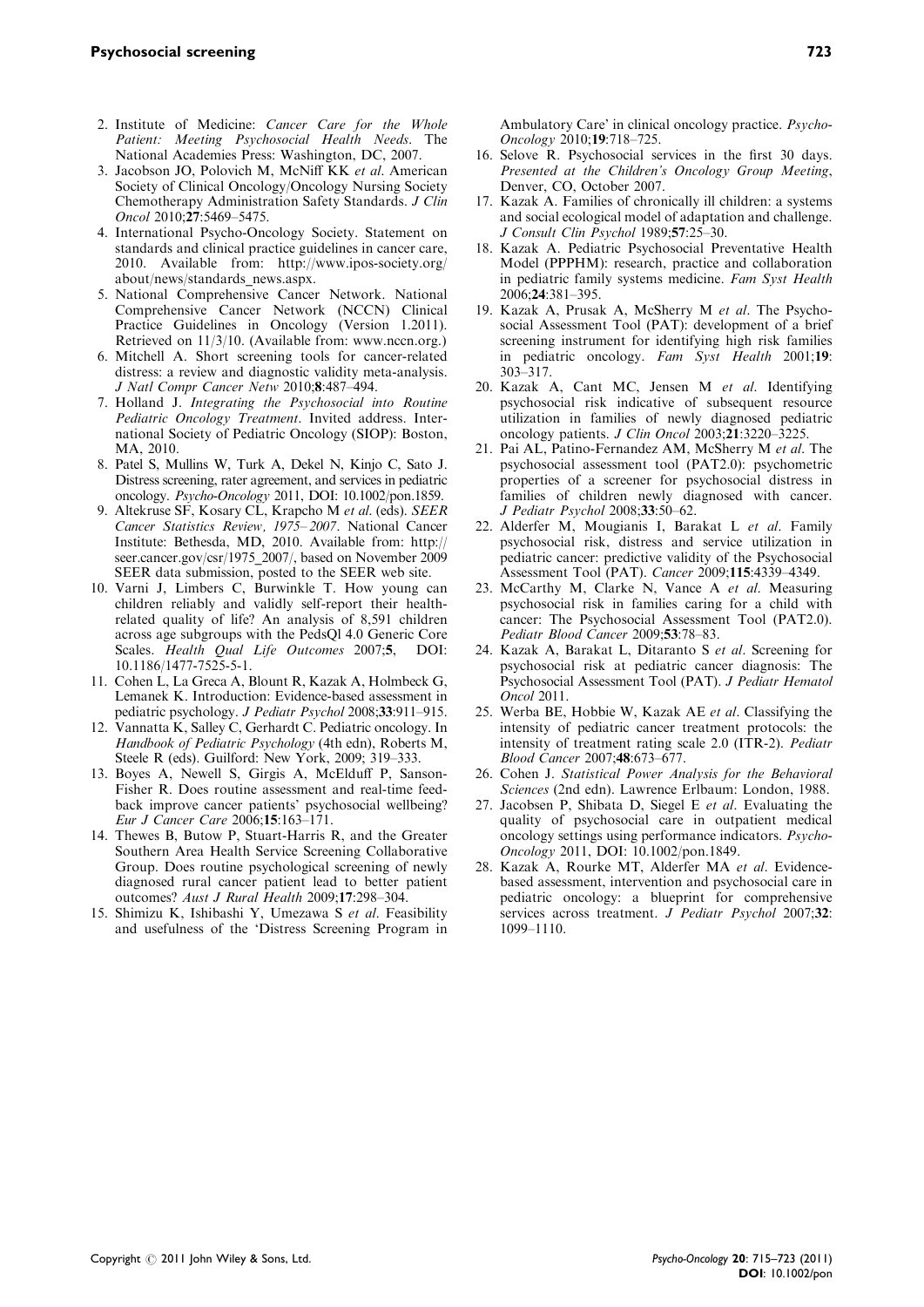2. Institute of Medicine: *Cancer Care for the Whole Patient: Meeting Psychosocial Health Needs*. The National Academies Press: Washington, DC, 2007.
3. Jacobson JO, Polovich M, McNiff KK *et al*. American Society of Clinical Oncology/Oncology Nursing Society Chemotherapy Administration Safety Standards. *J Clin Oncol* 2010;**27**:5469–5475.
4. International Psycho-Oncology Society. Statement on standards and clinical practice guidelines in cancer care, 2010. Available from: http://www.ipos-society.org/about/news/standards_news.aspx.
5. National Comprehensive Cancer Network. National Comprehensive Cancer Network (NCCN) Clinical Practice Guidelines in Oncology (Version 1.2011). Retrieved on 11/3/10. (Available from: www.nccn.org.)
6. Mitchell A. Short screening tools for cancer-related distress: a review and diagnostic validity meta-analysis. *J Natl Compr Cancer Netw* 2010;**8**:487–494.
7. Holland J. *Integrating the Psychosocial into Routine Pediatric Oncology Treatment*. Invited address. International Society of Pediatric Oncology (SIOP): Boston, MA, 2010.
8. Patel S, Mullins W, Turk A, Dekel N, Kinjo C, Sato J. Distress screening, rater agreement, and services in pediatric oncology. *Psycho-Oncology* 2011, DOI: 10.1002/pon.1859.
9. Altekruse SF, Kosary CL, Krapcho M *et al*. (eds). *SEER Cancer Statistics Review, 1975–2007*. National Cancer Institute: Bethesda, MD, 2010. Available from: http://seer.cancer.gov/csr/1975_2007/, based on November 2009 SEER data submission, posted to the SEER web site.
10. Varni J, Limbers C, Burwinkle T. How young can children reliably and validly self-report their health-related quality of life? An analysis of 8,591 children across age subgroups with the PedsQl 4.0 Generic Core Scales. *Health Qual Life Outcomes* 2007;**5**, DOI: 10.1186/1477-7525-5-1.
11. Cohen L, La Greca A, Blount R, Kazak A, Holmbeck G, Lemanek K. Introduction: Evidence-based assessment in pediatric psychology. *J Pediatr Psychol* 2008;**33**:911–915.
12. Vannatta K, Salley C, Gerhardt C. Pediatric oncology. In *Handbook of Pediatric Psychology* (4th edn), Roberts M, Steele R (eds). Guilford: New York, 2009; 319–333.
13. Boyes A, Newell S, Girgis A, McElduff P, Sanson-Fisher R. Does routine assessment and real-time feedback improve cancer patients' psychosocial wellbeing? *Eur J Cancer Care* 2006;**15**:163–171.
14. Thewes B, Butow P, Stuart-Harris R, and the Greater Southern Area Health Service Screening Collaborative Group. Does routine psychological screening of newly diagnosed rural cancer patient lead to better patient outcomes? *Aust J Rural Health* 2009;**17**:298–304.
15. Shimizu K, Ishibashi Y, Umezawa S *et al*. Feasibility and usefulness of the 'Distress Screening Program in Ambulatory Care' in clinical oncology practice. *Psycho-Oncology* 2010;**19**:718–725.
16. Selove R. Psychosocial services in the first 30 days. *Presented at the Children's Oncology Group Meeting*, Denver, CO, October 2007.
17. Kazak A. Families of chronically ill children: a systems and social ecological model of adaptation and challenge. *J Consult Clin Psychol* 1989;**57**:25–30.
18. Kazak A. Pediatric Psychosocial Preventative Health Model (PPPHM): research, practice and collaboration in pediatric family systems medicine. *Fam Syst Health* 2006;**24**:381–395.
19. Kazak A, Prusak A, McSherry M *et al*. The Psychosocial Assessment Tool (PAT): development of a brief screening instrument for identifying high risk families in pediatric oncology. *Fam Syst Health* 2001;**19**: 303–317.
20. Kazak A, Cant MC, Jensen M *et al*. Identifying psychosocial risk indicative of subsequent resource utilization in families of newly diagnosed pediatric oncology patients. *J Clin Oncol* 2003;**21**:3220–3225.
21. Pai AL, Patino-Fernandez AM, McSherry M *et al*. The psychosocial assessment tool (PAT2.0): psychometric properties of a screener for psychosocial distress in families of children newly diagnosed with cancer. *J Pediatr Psychol* 2008;**33**:50–62.
22. Alderfer M, Mougianis I, Barakat L *et al*. Family psychosocial risk, distress and service utilization in pediatric cancer: predictive validity of the Psychosocial Assessment Tool (PAT). *Cancer* 2009;**115**:4339–4349.
23. McCarthy M, Clarke N, Vance A *et al*. Measuring psychosocial risk in families caring for a child with cancer: The Psychosocial Assessment Tool (PAT2.0). *Pediatr Blood Cancer* 2009;**53**:78–83.
24. Kazak A, Barakat L, Ditaranto S *et al*. Screening for psychosocial risk at pediatric cancer diagnosis: The Psychosocial Assessment Tool (PAT). *J Pediatr Hematol Oncol* 2011.
25. Werba BE, Hobbie W, Kazak AE *et al*. Classifying the intensity of pediatric cancer treatment protocols: the intensity of treatment rating scale 2.0 (ITR-2). *Pediatr Blood Cancer* 2007;**48**:673–677.
26. Cohen J. *Statistical Power Analysis for the Behavioral Sciences* (2nd edn). Lawrence Erlbaum: London, 1988.
27. Jacobsen P, Shibata D, Siegel E *et al*. Evaluating the quality of psychosocial care in outpatient medical oncology settings using performance indicators. *Psycho-Oncology* 2011, DOI: 10.1002/pon.1849.
28. Kazak A, Rourke MT, Alderfer MA *et al*. Evidence-based assessment, intervention and psychosocial care in pediatric oncology: a blueprint for comprehensive services across treatment. *J Pediatr Psychol* 2007;**32**: 1099–1110.